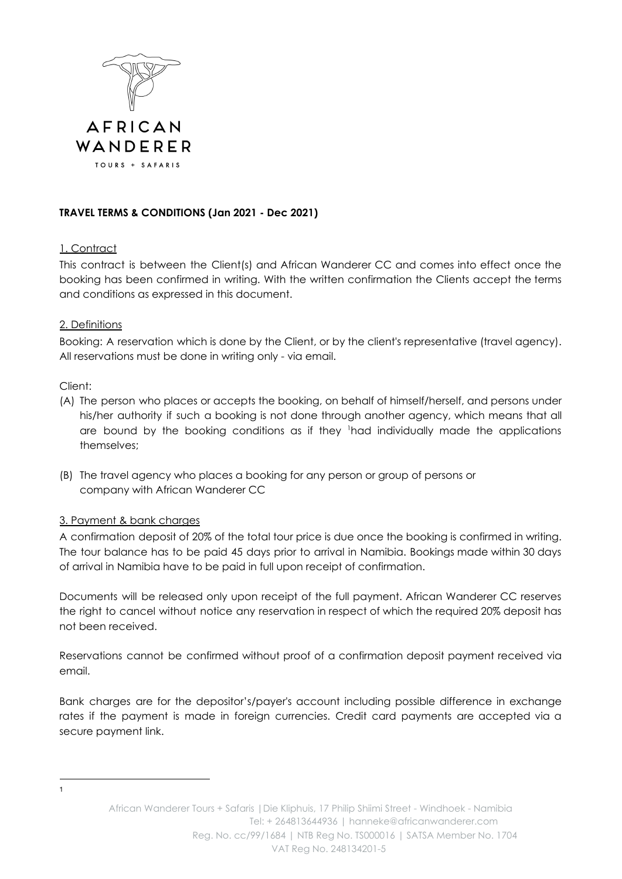**TRAVEL TERMS & CONDITIONS (Jan 2021 - Dec 2021)**

## 1. Contract

This contract is between the Client(s) and African Wanderer CC and comes into effect once the booking has been confirmed in writing. With the written confirmation the Clients accept the terms and conditions as expressed in this document.

## 2. Definitions

Booking: A reservation which is done by the Client, or by the client's representative (travel agency). All reservations must be done in writing only - via email.

Client:

(A) The person who places or accepts the booking, on behalf of himself/herself, and persons under his/her authority if such a booking is not done through another agency, which means that all are bound by the booking conditions as if they [1]had individually made the applications themselves;

(B) The travel agency who places a booking for any person or group of persons or company with African Wanderer CC

## 3. Payment & bank charges

A confirmation deposit of 20% of the total tour price is due once the booking is confirmed in writing. The tour balance has to be paid 45 days prior to arrival in Namibia. Bookings made within 30 days of arrival in Namibia have to be paid in full upon receipt of confirmation.

Documents will be released only upon receipt of the full payment. African Wanderer CC reserves the right to cancel without notice any reservation in respect of which the required 20% deposit has not been received.

Reservations cannot be confirmed without proof of a confirmation deposit payment received via email.

Bank charges are for the depositor's/payer's account including possible difference in exchange rates if the payment is made in foreign currencies. Credit card payments are accepted via a secure payment link.

---

[1]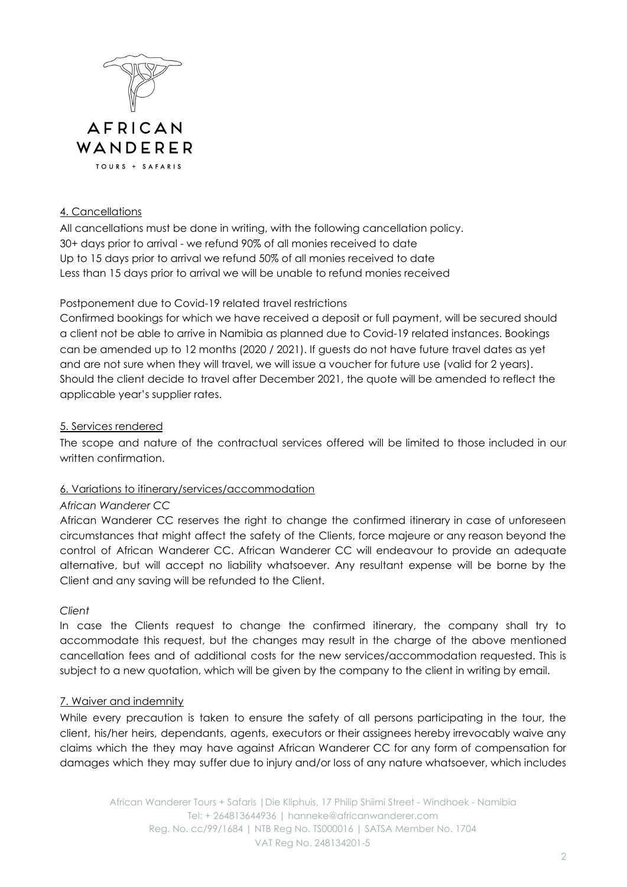## 4. Cancellations

All cancellations must be done in writing, with the following cancellation policy.
30+ days prior to arrival - we refund 90% of all monies received to date
Up to 15 days prior to arrival we refund 50% of all monies received to date
Less than 15 days prior to arrival we will be unable to refund monies received

Postponement due to Covid-19 related travel restrictions

Confirmed bookings for which we have received a deposit or full payment, will be secured should a client not be able to arrive in Namibia as planned due to Covid-19 related instances. Bookings can be amended up to 12 months (2020 / 2021). If guests do not have future travel dates as yet and are not sure when they will travel, we will issue a voucher for future use (valid for 2 years). Should the client decide to travel after December 2021, the quote will be amended to reflect the applicable year's supplier rates.

## 5. Services rendered

The scope and nature of the contractual services offered will be limited to those included in our written confirmation.

## 6. Variations to itinerary/services/accommodation

*African Wanderer CC*

African Wanderer CC reserves the right to change the confirmed itinerary in case of unforeseen circumstances that might affect the safety of the Clients, force majeure or any reason beyond the control of African Wanderer CC. African Wanderer CC will endeavour to provide an adequate alternative, but will accept no liability whatsoever. Any resultant expense will be borne by the Client and any saving will be refunded to the Client.

*Client*

In case the Clients request to change the confirmed itinerary, the company shall try to accommodate this request, but the changes may result in the charge of the above mentioned cancellation fees and of additional costs for the new services/accommodation requested. This is subject to a new quotation, which will be given by the company to the client in writing by email.

## 7. Waiver and indemnity

While every precaution is taken to ensure the safety of all persons participating in the tour, the client, his/her heirs, dependants, agents, executors or their assignees hereby irrevocably waive any claims which the they may have against African Wanderer CC for any form of compensation for damages which they may suffer due to injury and/or loss of any nature whatsoever, which includes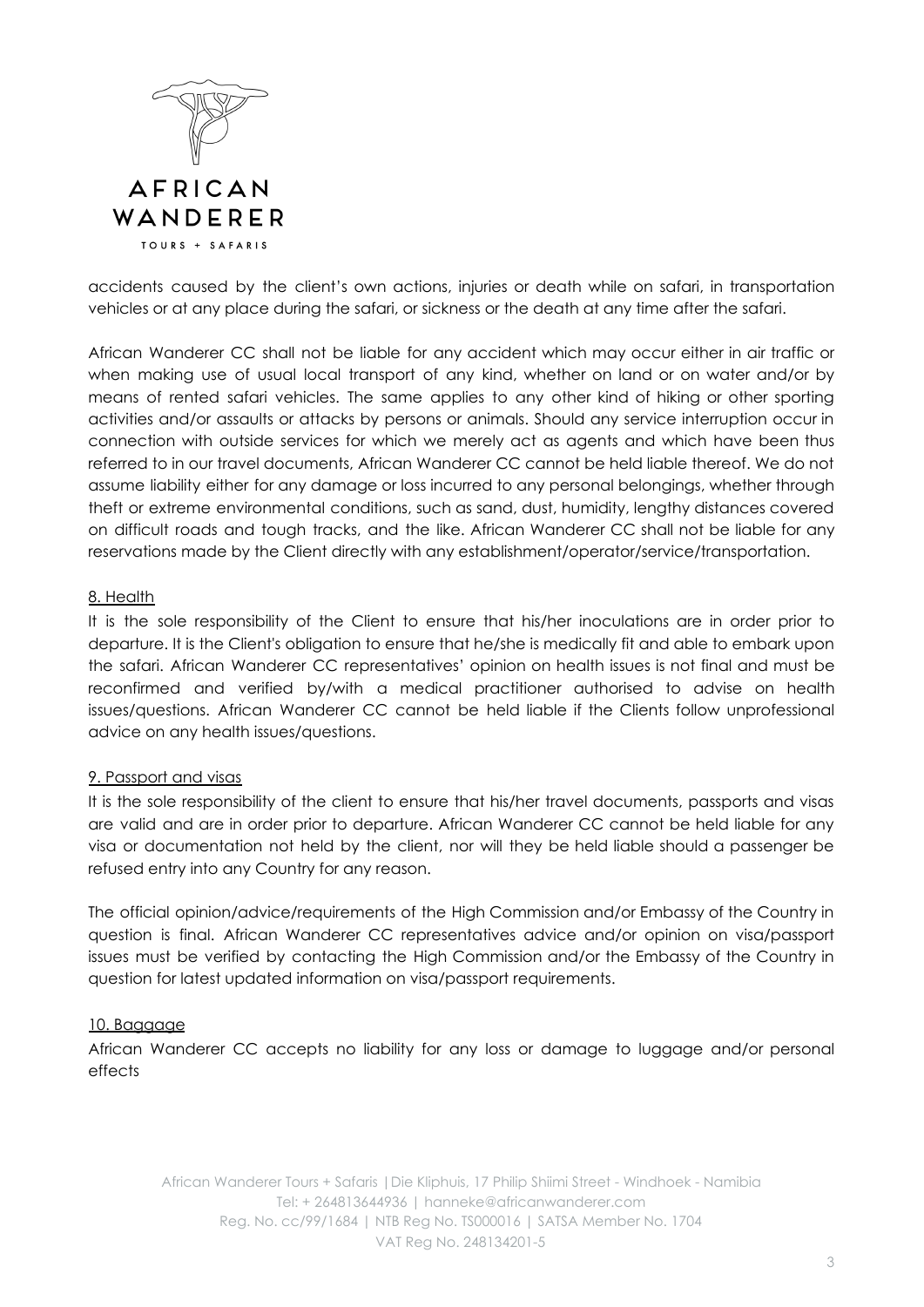accidents caused by the client's own actions, injuries or death while on safari, in transportation vehicles or at any place during the safari, or sickness or the death at any time after the safari.

African Wanderer CC shall not be liable for any accident which may occur either in air traffic or when making use of usual local transport of any kind, whether on land or on water and/or by means of rented safari vehicles. The same applies to any other kind of hiking or other sporting activities and/or assaults or attacks by persons or animals. Should any service interruption occur in connection with outside services for which we merely act as agents and which have been thus referred to in our travel documents, African Wanderer CC cannot be held liable thereof. We do not assume liability either for any damage or loss incurred to any personal belongings, whether through theft or extreme environmental conditions, such as sand, dust, humidity, lengthy distances covered on difficult roads and tough tracks, and the like. African Wanderer CC shall not be liable for any reservations made by the Client directly with any establishment/operator/service/transportation.

## 8. Health

It is the sole responsibility of the Client to ensure that his/her inoculations are in order prior to departure. It is the Client's obligation to ensure that he/she is medically fit and able to embark upon the safari. African Wanderer CC representatives' opinion on health issues is not final and must be reconfirmed and verified by/with a medical practitioner authorised to advise on health issues/questions. African Wanderer CC cannot be held liable if the Clients follow unprofessional advice on any health issues/questions.

## 9. Passport and visas

It is the sole responsibility of the client to ensure that his/her travel documents, passports and visas are valid and are in order prior to departure. African Wanderer CC cannot be held liable for any visa or documentation not held by the client, nor will they be held liable should a passenger be refused entry into any Country for any reason.

The official opinion/advice/requirements of the High Commission and/or Embassy of the Country in question is final. African Wanderer CC representatives advice and/or opinion on visa/passport issues must be verified by contacting the High Commission and/or the Embassy of the Country in question for latest updated information on visa/passport requirements.

## 10. Baggage

African Wanderer CC accepts no liability for any loss or damage to luggage and/or personal effects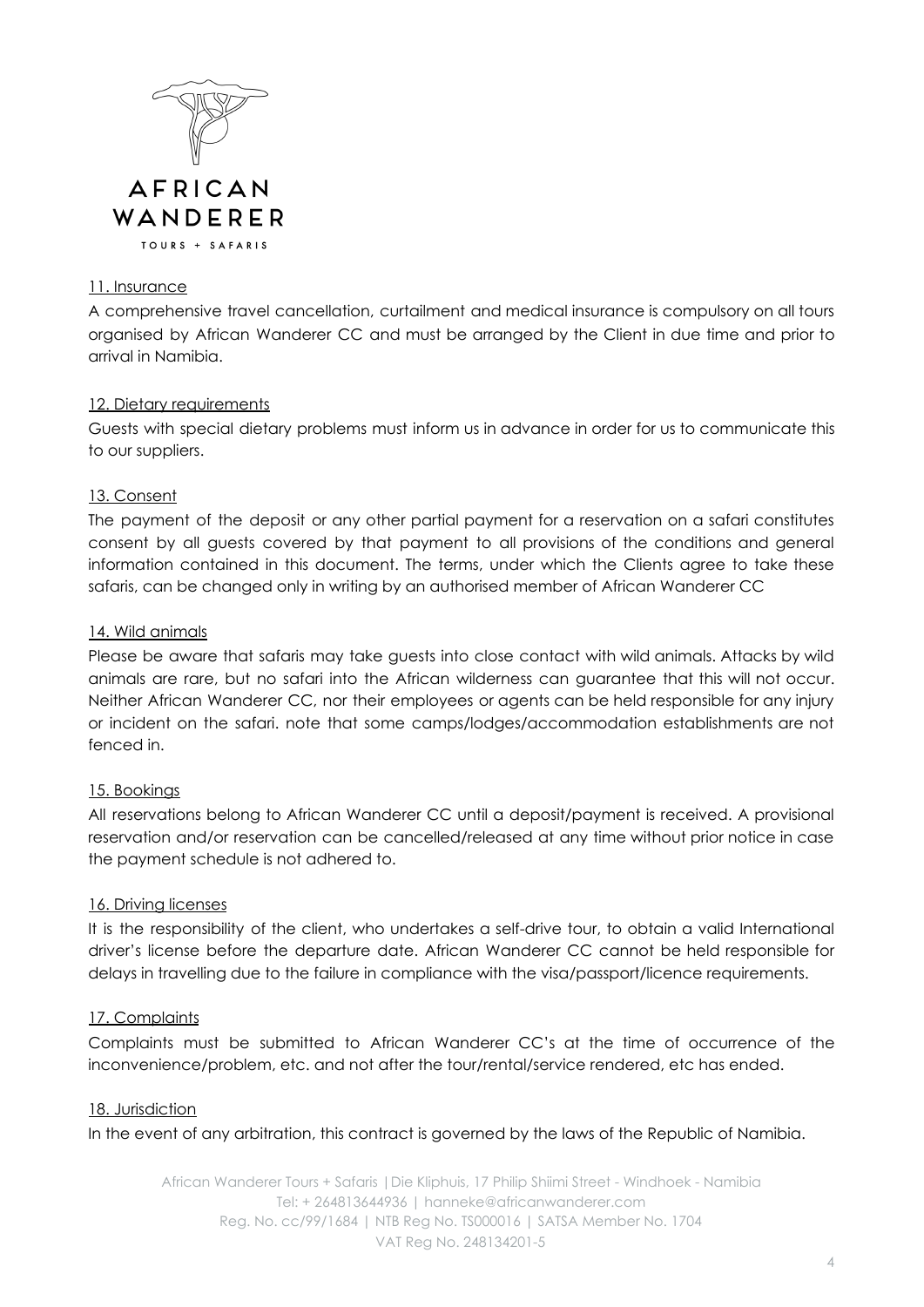### 11. Insurance

A comprehensive travel cancellation, curtailment and medical insurance is compulsory on all tours organised by African Wanderer CC and must be arranged by the Client in due time and prior to arrival in Namibia.

### 12. Dietary requirements

Guests with special dietary problems must inform us in advance in order for us to communicate this to our suppliers.

### 13. Consent

The payment of the deposit or any other partial payment for a reservation on a safari constitutes consent by all guests covered by that payment to all provisions of the conditions and general information contained in this document. The terms, under which the Clients agree to take these safaris, can be changed only in writing by an authorised member of African Wanderer CC

### 14. Wild animals

Please be aware that safaris may take guests into close contact with wild animals. Attacks by wild animals are rare, but no safari into the African wilderness can guarantee that this will not occur. Neither African Wanderer CC, nor their employees or agents can be held responsible for any injury or incident on the safari. note that some camps/lodges/accommodation establishments are not fenced in.

### 15. Bookings

All reservations belong to African Wanderer CC until a deposit/payment is received. A provisional reservation and/or reservation can be cancelled/released at any time without prior notice in case the payment schedule is not adhered to.

### 16. Driving licenses

It is the responsibility of the client, who undertakes a self-drive tour, to obtain a valid International driver's license before the departure date. African Wanderer CC cannot be held responsible for delays in travelling due to the failure in compliance with the visa/passport/licence requirements.

### 17. Complaints

Complaints must be submitted to African Wanderer CC's at the time of occurrence of the inconvenience/problem, etc. and not after the tour/rental/service rendered, etc has ended.

### 18. Jurisdiction

In the event of any arbitration, this contract is governed by the laws of the Republic of Namibia.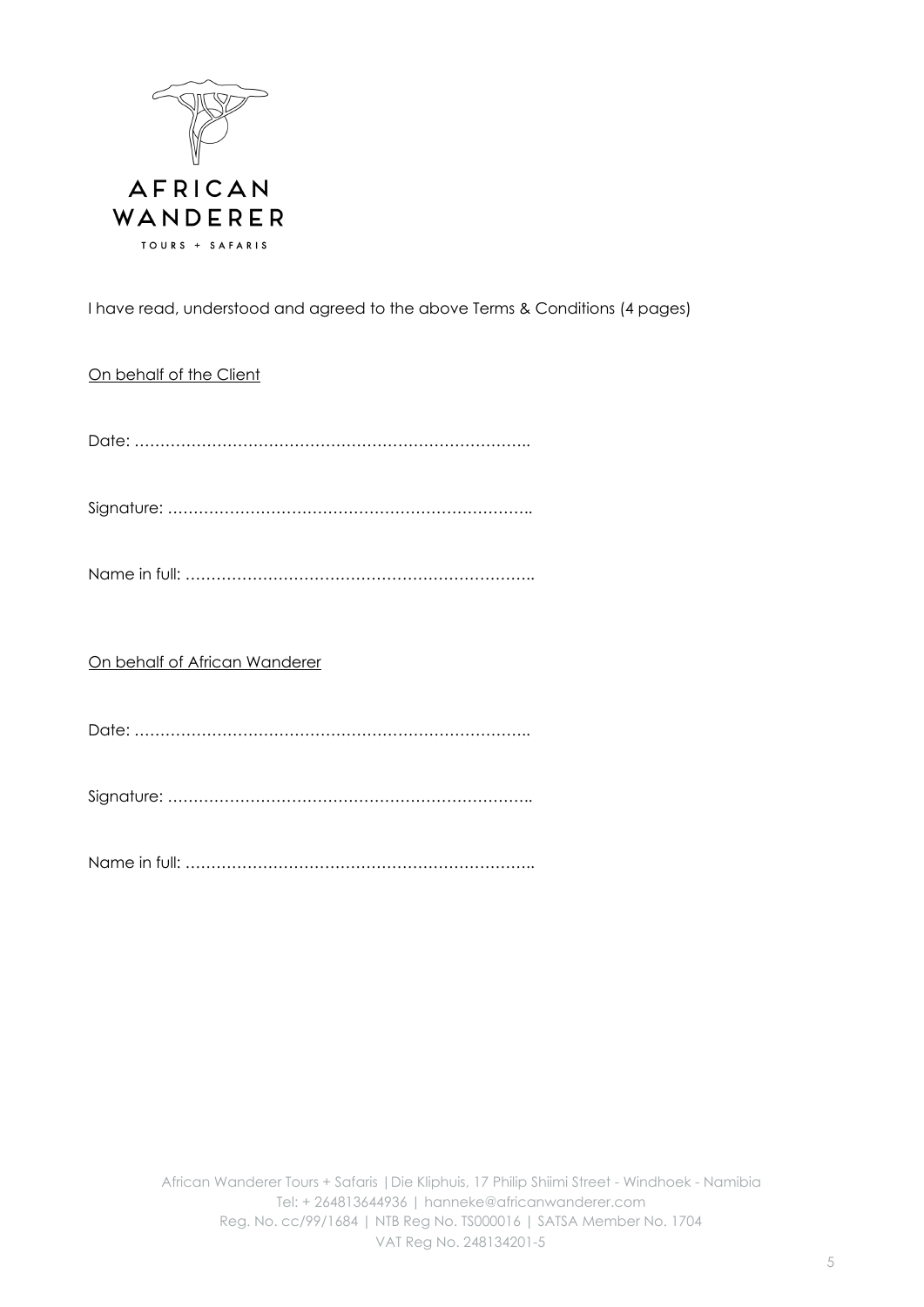AFRICAN WANDERER

TOURS + SAFARIS

I have read, understood and agreed to the above Terms & Conditions (4 pages)

On behalf of the Client

Date: …………………………………………………………………..

Signature: ……………………………………………………………..

Name in full: …………………………………………………………..

On behalf of African Wanderer

Date: …………………………………………………………………..

Signature: ……………………………………………………………..

Name in full: …………………………………………………………..

African Wanderer Tours + Safaris | Die Kliphuis, 17 Philip Shiimi Street - Windhoek - Namibia
Tel: + 264813644936 | hanneke@africanwanderer.com
Reg. No. cc/99/1684 | NTB Reg No. TS000016 | SATSA Member No. 1704
VAT Reg No. 248134201-5